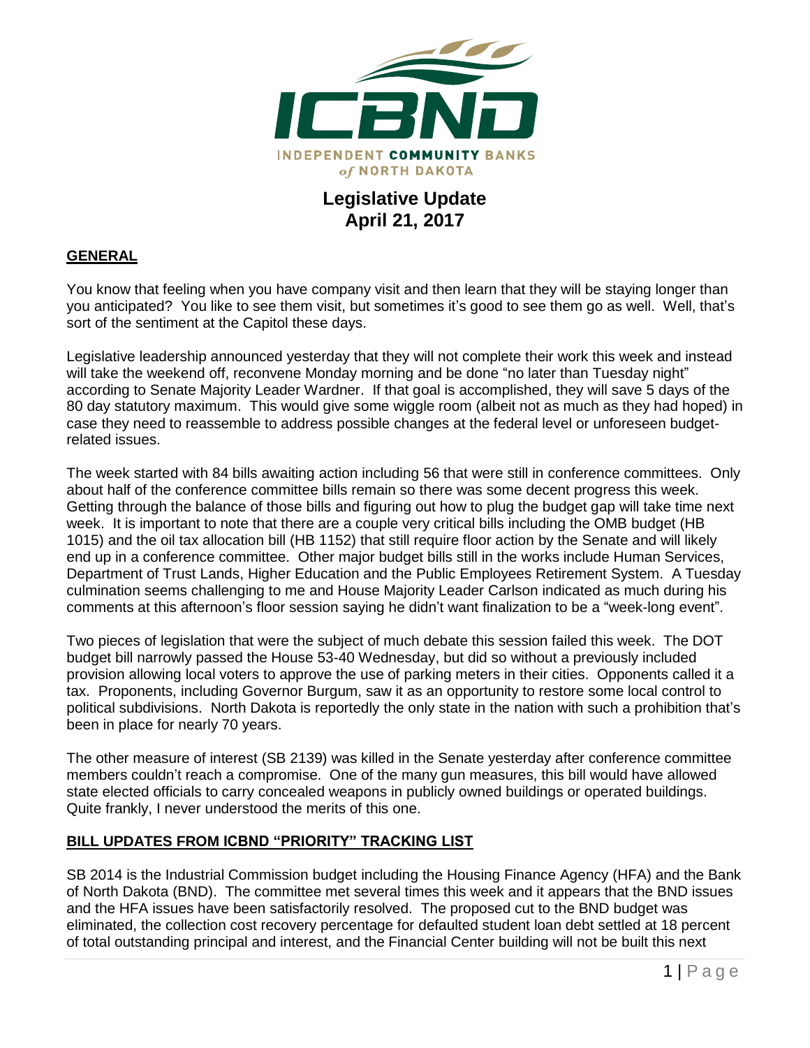ICBND

INDEPENDENT COMMUNITY BANKS of NORTH DAKOTA

# Legislative Update
## April 21, 2017

### GENERAL

You know that feeling when you have company visit and then learn that they will be staying longer than you anticipated? You like to see them visit, but sometimes it's good to see them go as well. Well, that's sort of the sentiment at the Capitol these days.

Legislative leadership announced yesterday that they will not complete their work this week and instead will take the weekend off, reconvene Monday morning and be done "no later than Tuesday night" according to Senate Majority Leader Wardner. If that goal is accomplished, they will save 5 days of the 80 day statutory maximum. This would give some wiggle room (albeit not as much as they had hoped) in case they need to reassemble to address possible changes at the federal level or unforeseen budget-related issues.

The week started with 84 bills awaiting action including 56 that were still in conference committees. Only about half of the conference committee bills remain so there was some decent progress this week. Getting through the balance of those bills and figuring out how to plug the budget gap will take time next week. It is important to note that there are a couple very critical bills including the OMB budget (HB 1015) and the oil tax allocation bill (HB 1152) that still require floor action by the Senate and will likely end up in a conference committee. Other major budget bills still in the works include Human Services, Department of Trust Lands, Higher Education and the Public Employees Retirement System. A Tuesday culmination seems challenging to me and House Majority Leader Carlson indicated as much during his comments at this afternoon's floor session saying he didn't want finalization to be a "week-long event".

Two pieces of legislation that were the subject of much debate this session failed this week. The DOT budget bill narrowly passed the House 53-40 Wednesday, but did so without a previously included provision allowing local voters to approve the use of parking meters in their cities. Opponents called it a tax. Proponents, including Governor Burgum, saw it as an opportunity to restore some local control to political subdivisions. North Dakota is reportedly the only state in the nation with such a prohibition that's been in place for nearly 70 years.

The other measure of interest (SB 2139) was killed in the Senate yesterday after conference committee members couldn't reach a compromise. One of the many gun measures, this bill would have allowed state elected officials to carry concealed weapons in publicly owned buildings or operated buildings. Quite frankly, I never understood the merits of this one.

### BILL UPDATES FROM ICBND "PRIORITY" TRACKING LIST

SB 2014 is the Industrial Commission budget including the Housing Finance Agency (HFA) and the Bank of North Dakota (BND). The committee met several times this week and it appears that the BND issues and the HFA issues have been satisfactorily resolved. The proposed cut to the BND budget was eliminated, the collection cost recovery percentage for defaulted student loan debt settled at 18 percent of total outstanding principal and interest, and the Financial Center building will not be built this next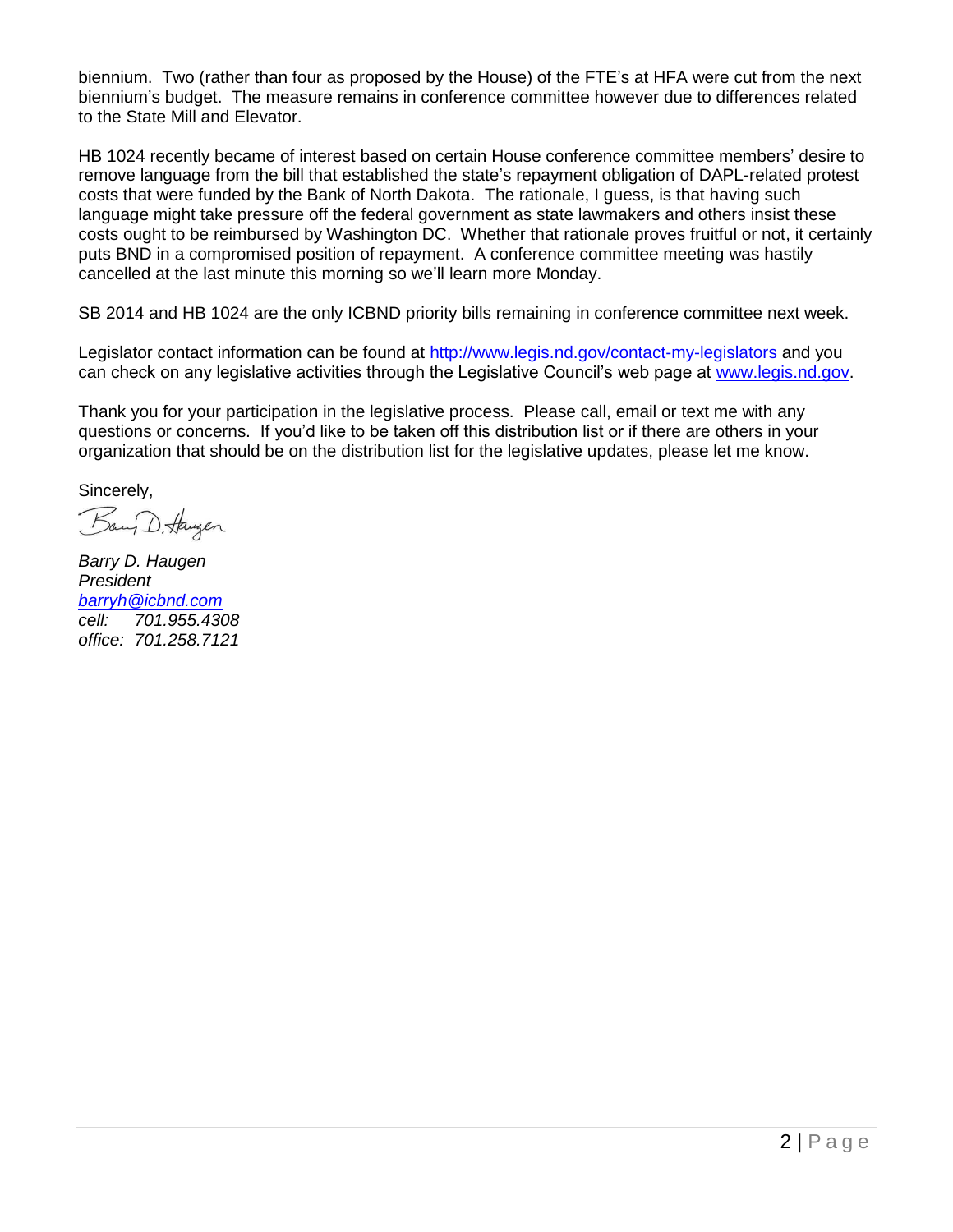biennium. Two (rather than four as proposed by the House) of the FTE's at HFA were cut from the next biennium's budget. The measure remains in conference committee however due to differences related to the State Mill and Elevator.

HB 1024 recently became of interest based on certain House conference committee members' desire to remove language from the bill that established the state's repayment obligation of DAPL-related protest costs that were funded by the Bank of North Dakota. The rationale, I guess, is that having such language might take pressure off the federal government as state lawmakers and others insist these costs ought to be reimbursed by Washington DC. Whether that rationale proves fruitful or not, it certainly puts BND in a compromised position of repayment. A conference committee meeting was hastily cancelled at the last minute this morning so we'll learn more Monday.

SB 2014 and HB 1024 are the only ICBND priority bills remaining in conference committee next week.

Legislator contact information can be found at [http://www.legis.nd.gov/contact-my-legislators](http://www.legis.nd.gov/contact-my-legislators) and you can check on any legislative activities through the Legislative Council's web page at [www.legis.nd.gov](http://www.legis.nd.gov).

Thank you for your participation in the legislative process. Please call, email or text me with any questions or concerns. If you'd like to be taken off this distribution list or if there are others in your organization that should be on the distribution list for the legislative updates, please let me know.

Sincerely,

Barry D. Haugen

*Barry D. Haugen*
*President*
*[barryh@icbnd.com](mailto:barryh@icbnd.com)*
*cell: 701.955.4308*
*office: 701.258.7121*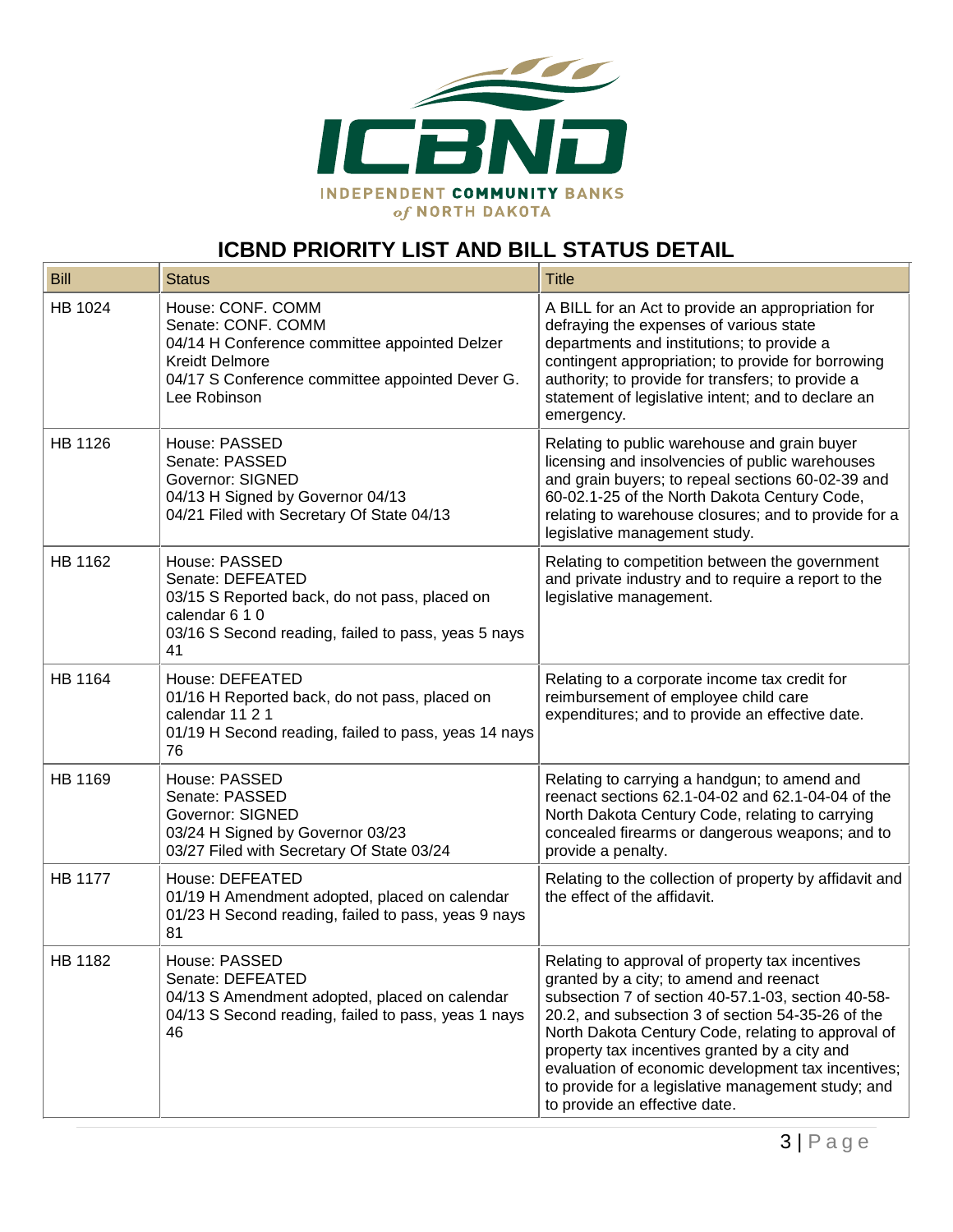INDEPENDENT COMMUNITY BANKS of NORTH DAKOTA

## ICBND PRIORITY LIST AND BILL STATUS DETAIL

| Bill | Status | Title |
|---|---|---|
| HB 1024 | House: CONF. COMM<br>Senate: CONF. COMM<br>04/14 H Conference committee appointed Delzer Kreidt Delmore<br>04/17 S Conference committee appointed Dever G. Lee Robinson | A BILL for an Act to provide an appropriation for defraying the expenses of various state departments and institutions; to provide a contingent appropriation; to provide for borrowing authority; to provide for transfers; to provide a statement of legislative intent; and to declare an emergency. |
| HB 1126 | House: PASSED<br>Senate: PASSED<br>Governor: SIGNED<br>04/13 H Signed by Governor 04/13<br>04/21 Filed with Secretary Of State 04/13 | Relating to public warehouse and grain buyer licensing and insolvencies of public warehouses and grain buyers; to repeal sections 60-02-39 and 60-02.1-25 of the North Dakota Century Code, relating to warehouse closures; and to provide for a legislative management study. |
| HB 1162 | House: PASSED<br>Senate: DEFEATED<br>03/15 S Reported back, do not pass, placed on calendar 6 1 0<br>03/16 S Second reading, failed to pass, yeas 5 nays 41 | Relating to competition between the government and private industry and to require a report to the legislative management. |
| HB 1164 | House: DEFEATED<br>01/16 H Reported back, do not pass, placed on calendar 11 2 1<br>01/19 H Second reading, failed to pass, yeas 14 nays 76 | Relating to a corporate income tax credit for reimbursement of employee child care expenditures; and to provide an effective date. |
| HB 1169 | House: PASSED<br>Senate: PASSED<br>Governor: SIGNED<br>03/24 H Signed by Governor 03/23<br>03/27 Filed with Secretary Of State 03/24 | Relating to carrying a handgun; to amend and reenact sections 62.1-04-02 and 62.1-04-04 of the North Dakota Century Code, relating to carrying concealed firearms or dangerous weapons; and to provide a penalty. |
| HB 1177 | House: DEFEATED<br>01/19 H Amendment adopted, placed on calendar<br>01/23 H Second reading, failed to pass, yeas 9 nays 81 | Relating to the collection of property by affidavit and the effect of the affidavit. |
| HB 1182 | House: PASSED<br>Senate: DEFEATED<br>04/13 S Amendment adopted, placed on calendar<br>04/13 S Second reading, failed to pass, yeas 1 nays 46 | Relating to approval of property tax incentives granted by a city; to amend and reenact subsection 7 of section 40-57.1-03, section 40-58-20.2, and subsection 3 of section 54-35-26 of the North Dakota Century Code, relating to approval of property tax incentives granted by a city and evaluation of economic development tax incentives; to provide for a legislative management study; and to provide an effective date. |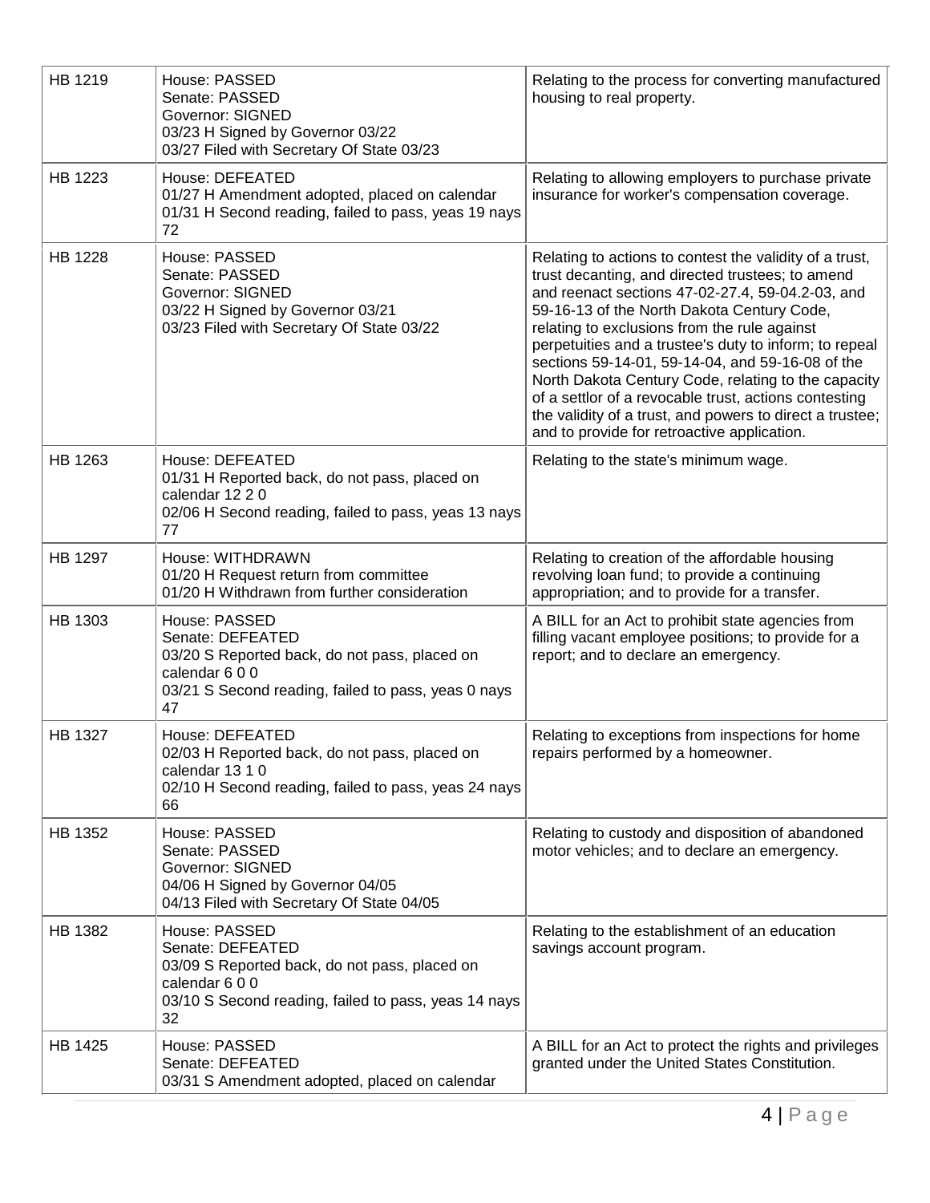| | | |
|---|---|---|
| HB 1219 | House: PASSED<br>Senate: PASSED<br>Governor: SIGNED<br>03/23 H Signed by Governor 03/22<br>03/27 Filed with Secretary Of State 03/23 | Relating to the process for converting manufactured housing to real property. |
| HB 1223 | House: DEFEATED<br>01/27 H Amendment adopted, placed on calendar<br>01/31 H Second reading, failed to pass, yeas 19 nays 72 | Relating to allowing employers to purchase private insurance for worker's compensation coverage. |
| HB 1228 | House: PASSED<br>Senate: PASSED<br>Governor: SIGNED<br>03/22 H Signed by Governor 03/21<br>03/23 Filed with Secretary Of State 03/22 | Relating to actions to contest the validity of a trust, trust decanting, and directed trustees; to amend and reenact sections 47-02-27.4, 59-04.2-03, and 59-16-13 of the North Dakota Century Code, relating to exclusions from the rule against perpetuities and a trustee's duty to inform; to repeal sections 59-14-01, 59-14-04, and 59-16-08 of the North Dakota Century Code, relating to the capacity of a settlor of a revocable trust, actions contesting the validity of a trust, and powers to direct a trustee; and to provide for retroactive application. |
| HB 1263 | House: DEFEATED<br>01/31 H Reported back, do not pass, placed on calendar 12 2 0<br>02/06 H Second reading, failed to pass, yeas 13 nays 77 | Relating to the state's minimum wage. |
| HB 1297 | House: WITHDRAWN<br>01/20 H Request return from committee<br>01/20 H Withdrawn from further consideration | Relating to creation of the affordable housing revolving loan fund; to provide a continuing appropriation; and to provide for a transfer. |
| HB 1303 | House: PASSED<br>Senate: DEFEATED<br>03/20 S Reported back, do not pass, placed on calendar 6 0 0<br>03/21 S Second reading, failed to pass, yeas 0 nays 47 | A BILL for an Act to prohibit state agencies from filling vacant employee positions; to provide for a report; and to declare an emergency. |
| HB 1327 | House: DEFEATED<br>02/03 H Reported back, do not pass, placed on calendar 13 1 0<br>02/10 H Second reading, failed to pass, yeas 24 nays 66 | Relating to exceptions from inspections for home repairs performed by a homeowner. |
| HB 1352 | House: PASSED<br>Senate: PASSED<br>Governor: SIGNED<br>04/06 H Signed by Governor 04/05<br>04/13 Filed with Secretary Of State 04/05 | Relating to custody and disposition of abandoned motor vehicles; and to declare an emergency. |
| HB 1382 | House: PASSED<br>Senate: DEFEATED<br>03/09 S Reported back, do not pass, placed on calendar 6 0 0<br>03/10 S Second reading, failed to pass, yeas 14 nays 32 | Relating to the establishment of an education savings account program. |
| HB 1425 | House: PASSED<br>Senate: DEFEATED<br>03/31 S Amendment adopted, placed on calendar | A BILL for an Act to protect the rights and privileges granted under the United States Constitution. |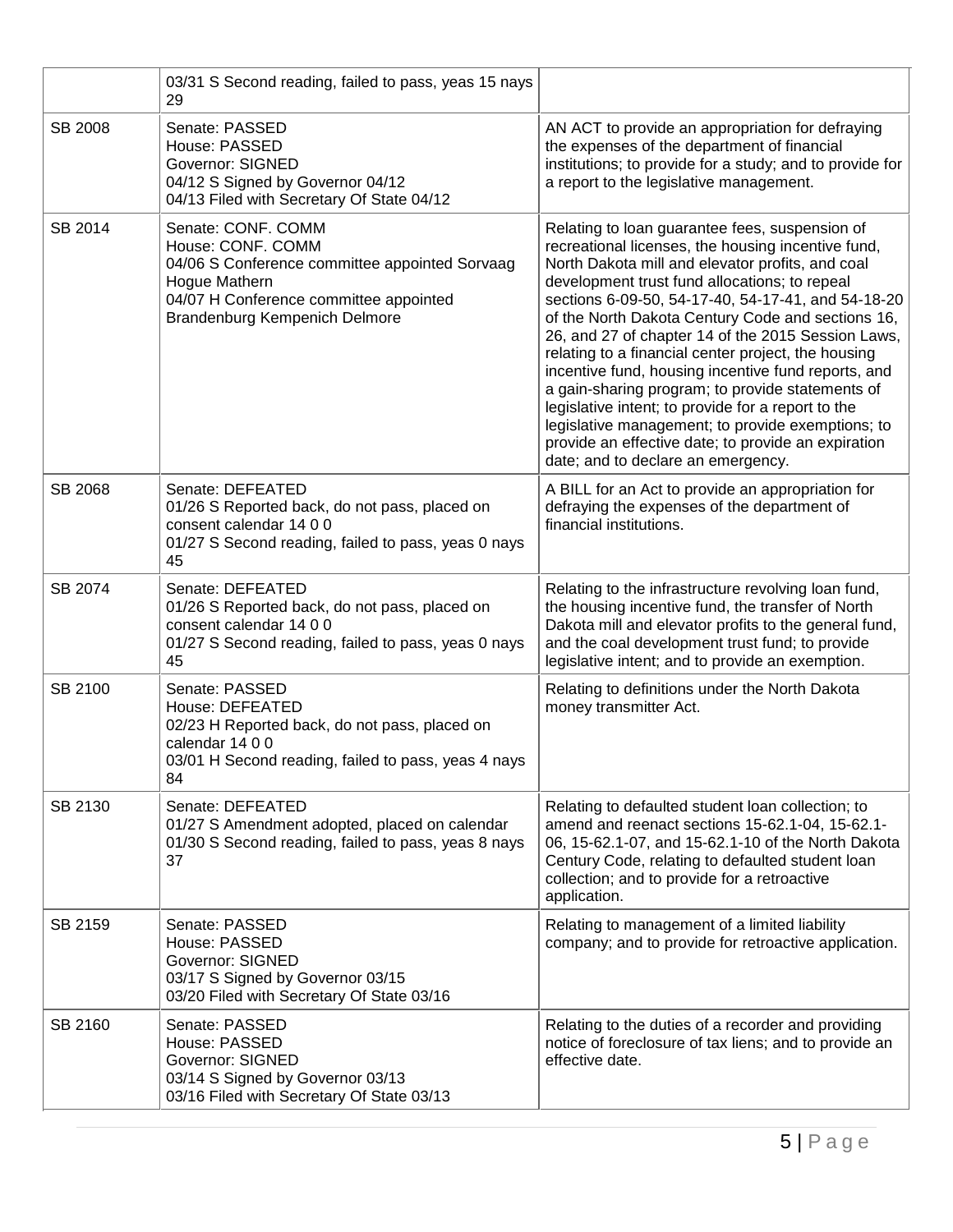| | | |
|---|---|---|
| | 03/31 S Second reading, failed to pass, yeas 15 nays 29 | |
| SB 2008 | Senate: PASSED<br>House: PASSED<br>Governor: SIGNED<br>04/12 S Signed by Governor 04/12<br>04/13 Filed with Secretary Of State 04/12 | AN ACT to provide an appropriation for defraying the expenses of the department of financial institutions; to provide for a study; and to provide for a report to the legislative management. |
| SB 2014 | Senate: CONF. COMM<br>House: CONF. COMM<br>04/06 S Conference committee appointed Sorvaag Hogue Mathern<br>04/07 H Conference committee appointed Brandenburg Kempenich Delmore | Relating to loan guarantee fees, suspension of recreational licenses, the housing incentive fund, North Dakota mill and elevator profits, and coal development trust fund allocations; to repeal sections 6-09-50, 54-17-40, 54-17-41, and 54-18-20 of the North Dakota Century Code and sections 16, 26, and 27 of chapter 14 of the 2015 Session Laws, relating to a financial center project, the housing incentive fund, housing incentive fund reports, and a gain-sharing program; to provide statements of legislative intent; to provide for a report to the legislative management; to provide exemptions; to provide an effective date; to provide an expiration date; and to declare an emergency. |
| SB 2068 | Senate: DEFEATED<br>01/26 S Reported back, do not pass, placed on consent calendar 14 0 0<br>01/27 S Second reading, failed to pass, yeas 0 nays 45 | A BILL for an Act to provide an appropriation for defraying the expenses of the department of financial institutions. |
| SB 2074 | Senate: DEFEATED<br>01/26 S Reported back, do not pass, placed on consent calendar 14 0 0<br>01/27 S Second reading, failed to pass, yeas 0 nays 45 | Relating to the infrastructure revolving loan fund, the housing incentive fund, the transfer of North Dakota mill and elevator profits to the general fund, and the coal development trust fund; to provide legislative intent; and to provide an exemption. |
| SB 2100 | Senate: PASSED<br>House: DEFEATED<br>02/23 H Reported back, do not pass, placed on calendar 14 0 0<br>03/01 H Second reading, failed to pass, yeas 4 nays 84 | Relating to definitions under the North Dakota money transmitter Act. |
| SB 2130 | Senate: DEFEATED<br>01/27 S Amendment adopted, placed on calendar<br>01/30 S Second reading, failed to pass, yeas 8 nays 37 | Relating to defaulted student loan collection; to amend and reenact sections 15-62.1-04, 15-62.1-06, 15-62.1-07, and 15-62.1-10 of the North Dakota Century Code, relating to defaulted student loan collection; and to provide for a retroactive application. |
| SB 2159 | Senate: PASSED<br>House: PASSED<br>Governor: SIGNED<br>03/17 S Signed by Governor 03/15<br>03/20 Filed with Secretary Of State 03/16 | Relating to management of a limited liability company; and to provide for retroactive application. |
| SB 2160 | Senate: PASSED<br>House: PASSED<br>Governor: SIGNED<br>03/14 S Signed by Governor 03/13<br>03/16 Filed with Secretary Of State 03/13 | Relating to the duties of a recorder and providing notice of foreclosure of tax liens; and to provide an effective date. |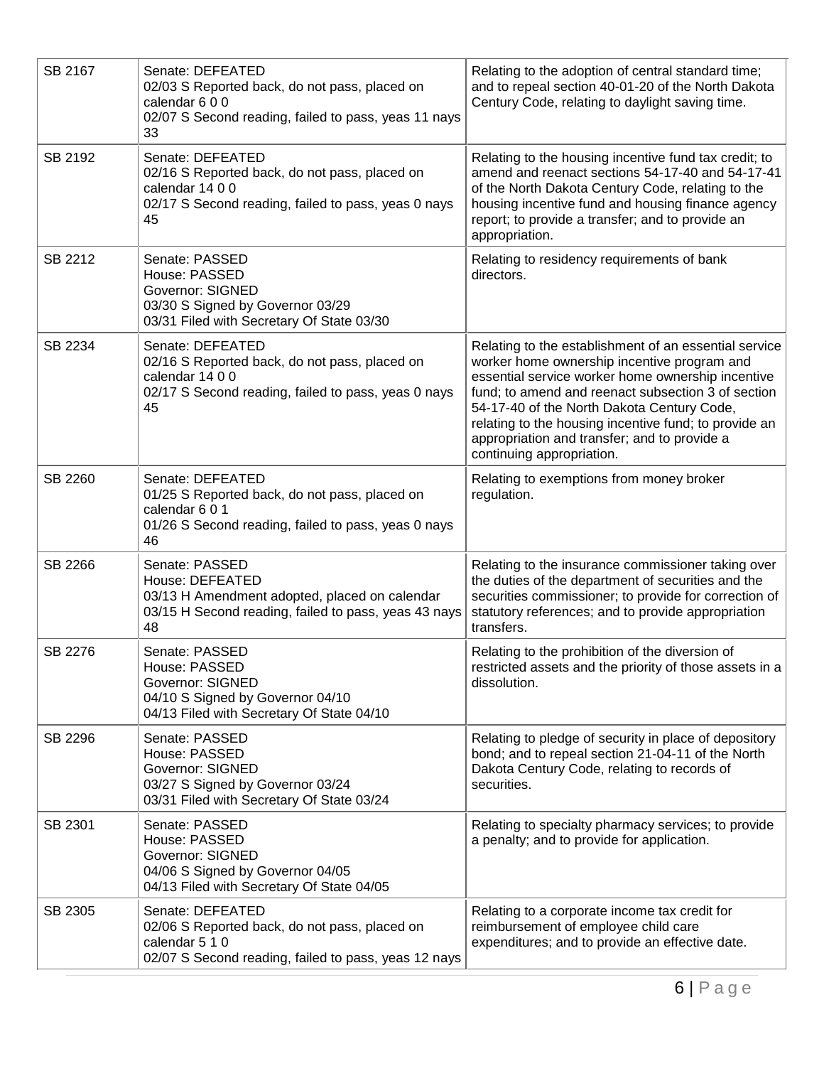| | | |
|---|---|---|
| SB 2167 | Senate: DEFEATED<br>02/03 S Reported back, do not pass, placed on calendar 6 0 0<br>02/07 S Second reading, failed to pass, yeas 11 nays 33 | Relating to the adoption of central standard time; and to repeal section 40-01-20 of the North Dakota Century Code, relating to daylight saving time. |
| SB 2192 | Senate: DEFEATED<br>02/16 S Reported back, do not pass, placed on calendar 14 0 0<br>02/17 S Second reading, failed to pass, yeas 0 nays 45 | Relating to the housing incentive fund tax credit; to amend and reenact sections 54-17-40 and 54-17-41 of the North Dakota Century Code, relating to the housing incentive fund and housing finance agency report; to provide a transfer; and to provide an appropriation. |
| SB 2212 | Senate: PASSED<br>House: PASSED<br>Governor: SIGNED<br>03/30 S Signed by Governor 03/29<br>03/31 Filed with Secretary Of State 03/30 | Relating to residency requirements of bank directors. |
| SB 2234 | Senate: DEFEATED<br>02/16 S Reported back, do not pass, placed on calendar 14 0 0<br>02/17 S Second reading, failed to pass, yeas 0 nays 45 | Relating to the establishment of an essential service worker home ownership incentive program and essential service worker home ownership incentive fund; to amend and reenact subsection 3 of section 54-17-40 of the North Dakota Century Code, relating to the housing incentive fund; to provide an appropriation and transfer; and to provide a continuing appropriation. |
| SB 2260 | Senate: DEFEATED<br>01/25 S Reported back, do not pass, placed on calendar 6 0 1<br>01/26 S Second reading, failed to pass, yeas 0 nays 46 | Relating to exemptions from money broker regulation. |
| SB 2266 | Senate: PASSED<br>House: DEFEATED<br>03/13 H Amendment adopted, placed on calendar<br>03/15 H Second reading, failed to pass, yeas 43 nays 48 | Relating to the insurance commissioner taking over the duties of the department of securities and the securities commissioner; to provide for correction of statutory references; and to provide appropriation transfers. |
| SB 2276 | Senate: PASSED<br>House: PASSED<br>Governor: SIGNED<br>04/10 S Signed by Governor 04/10<br>04/13 Filed with Secretary Of State 04/10 | Relating to the prohibition of the diversion of restricted assets and the priority of those assets in a dissolution. |
| SB 2296 | Senate: PASSED<br>House: PASSED<br>Governor: SIGNED<br>03/27 S Signed by Governor 03/24<br>03/31 Filed with Secretary Of State 03/24 | Relating to pledge of security in place of depository bond; and to repeal section 21-04-11 of the North Dakota Century Code, relating to records of securities. |
| SB 2301 | Senate: PASSED<br>House: PASSED<br>Governor: SIGNED<br>04/06 S Signed by Governor 04/05<br>04/13 Filed with Secretary Of State 04/05 | Relating to specialty pharmacy services; to provide a penalty; and to provide for application. |
| SB 2305 | Senate: DEFEATED<br>02/06 S Reported back, do not pass, placed on calendar 5 1 0<br>02/07 S Second reading, failed to pass, yeas 12 nays | Relating to a corporate income tax credit for reimbursement of employee child care expenditures; and to provide an effective date. |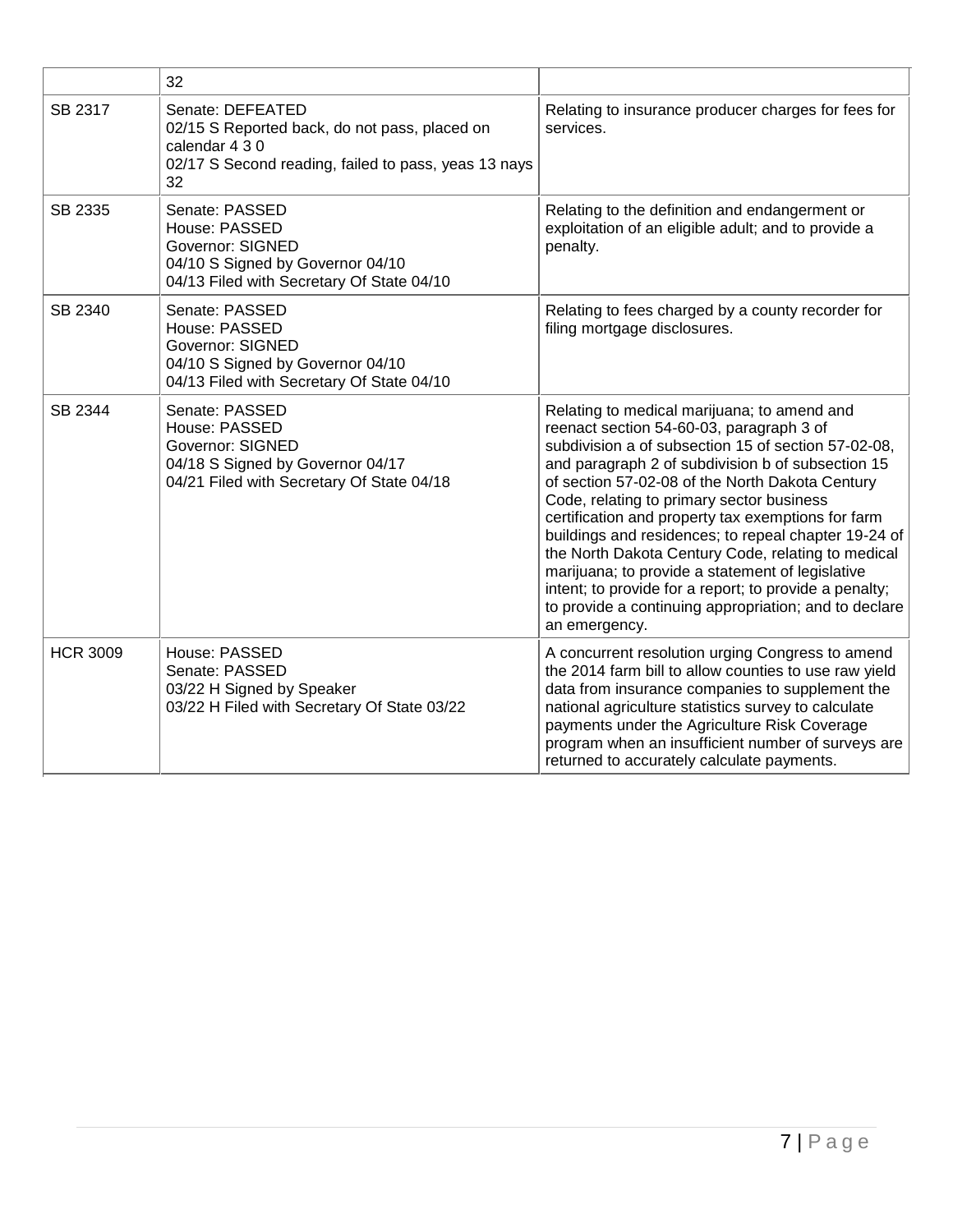| | | |
|---|---|---|
| | 32 | |
| SB 2317 | Senate: DEFEATED<br>02/15 S Reported back, do not pass, placed on calendar 4 3 0<br>02/17 S Second reading, failed to pass, yeas 13 nays 32 | Relating to insurance producer charges for fees for services. |
| SB 2335 | Senate: PASSED<br>House: PASSED<br>Governor: SIGNED<br>04/10 S Signed by Governor 04/10<br>04/13 Filed with Secretary Of State 04/10 | Relating to the definition and endangerment or exploitation of an eligible adult; and to provide a penalty. |
| SB 2340 | Senate: PASSED<br>House: PASSED<br>Governor: SIGNED<br>04/10 S Signed by Governor 04/10<br>04/13 Filed with Secretary Of State 04/10 | Relating to fees charged by a county recorder for filing mortgage disclosures. |
| SB 2344 | Senate: PASSED<br>House: PASSED<br>Governor: SIGNED<br>04/18 S Signed by Governor 04/17<br>04/21 Filed with Secretary Of State 04/18 | Relating to medical marijuana; to amend and reenact section 54-60-03, paragraph 3 of subdivision a of subsection 15 of section 57-02-08, and paragraph 2 of subdivision b of subsection 15 of section 57-02-08 of the North Dakota Century Code, relating to primary sector business certification and property tax exemptions for farm buildings and residences; to repeal chapter 19-24 of the North Dakota Century Code, relating to medical marijuana; to provide a statement of legislative intent; to provide for a report; to provide a penalty; to provide a continuing appropriation; and to declare an emergency. |
| HCR 3009 | House: PASSED<br>Senate: PASSED<br>03/22 H Signed by Speaker<br>03/22 H Filed with Secretary Of State 03/22 | A concurrent resolution urging Congress to amend the 2014 farm bill to allow counties to use raw yield data from insurance companies to supplement the national agriculture statistics survey to calculate payments under the Agriculture Risk Coverage program when an insufficient number of surveys are returned to accurately calculate payments. |